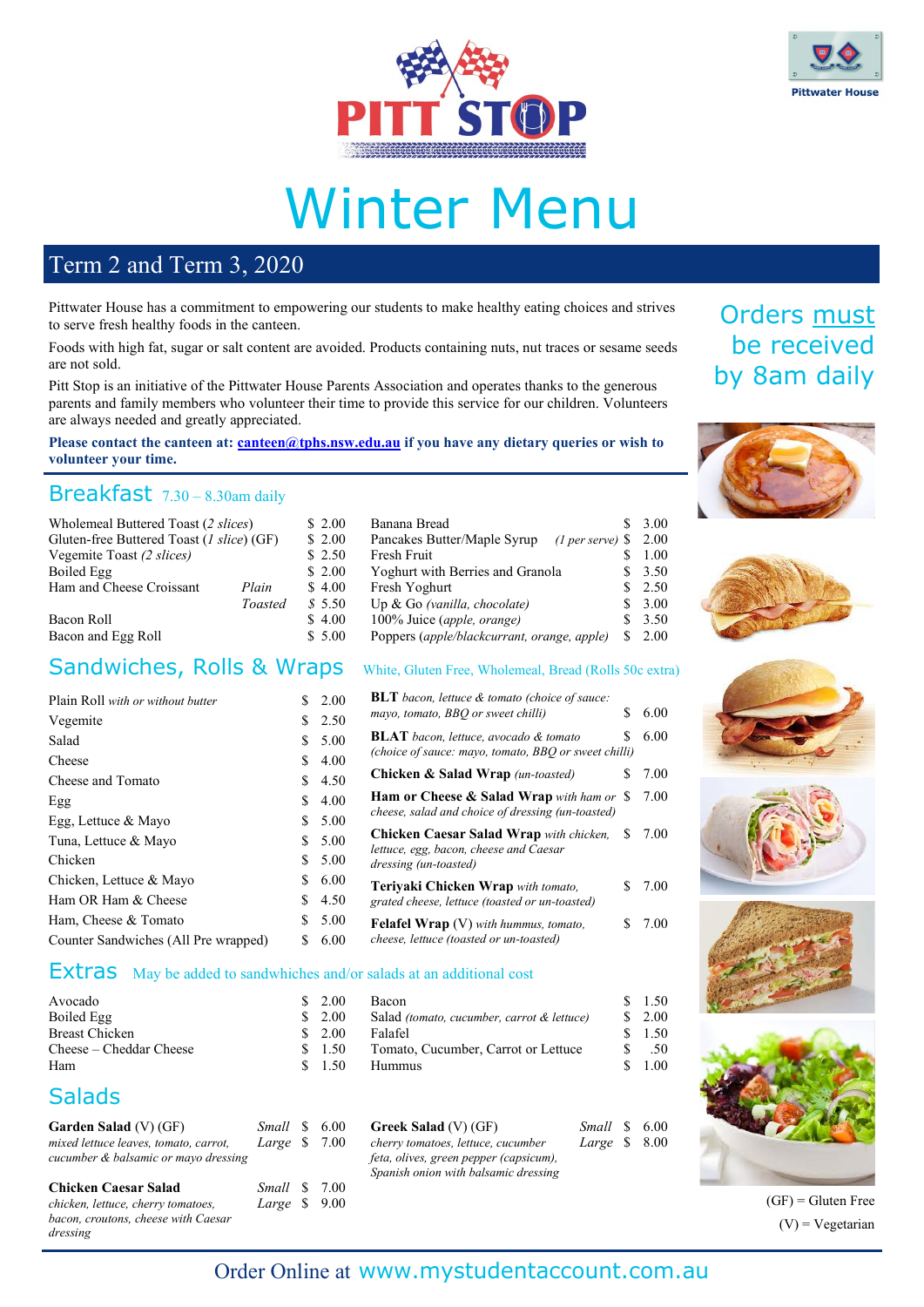PITT STOP

Pittwater House

# Winter Menu

## Term 2 and Term 3, 2020

Pittwater House has a commitment to empowering our students to make healthy eating choices and strives to serve fresh healthy foods in the canteen.

Foods with high fat, sugar or salt content are avoided. Products containing nuts, nut traces or sesame seeds are not sold.

Pitt Stop is an initiative of the Pittwater House Parents Association and operates thanks to the generous parents and family members who volunteer their time to provide this service for our children. Volunteers are always needed and greatly appreciated.

**Please contact the canteen at: canteen@tphs.nsw.edu.au if you have any dietary queries or wish to volunteer your time.**

Orders must be received by 8am daily

## Breakfast 7.30 – 8.30am daily

| Item | Price |
|---|---|
| Wholemeal Buttered Toast (*2 slices*) | $ 2.00 |
| Gluten-free Buttered Toast (*1 slice*) (GF) | $ 2.00 |
| Vegemite Toast (*2 slices*) | $ 2.50 |
| Boiled Egg | $ 2.00 |
| Ham and Cheese Croissant *Plain* | $ 4.00 |
| Ham and Cheese Croissant *Toasted* | $ 5.50 |
| Bacon Roll | $ 4.00 |
| Bacon and Egg Roll | $ 5.00 |
| Banana Bread | $ 3.00 |
| Pancakes Butter/Maple Syrup (*1 per serve*) | $ 2.00 |
| Fresh Fruit | $ 1.00 |
| Yoghurt with Berries and Granola | $ 3.50 |
| Fresh Yoghurt | $ 2.50 |
| Up & Go (*vanilla, chocolate*) | $ 3.00 |
| 100% Juice (*apple, orange*) | $ 3.50 |
| Poppers (*apple/blackcurrant, orange, apple*) | $ 2.00 |

## Sandwiches, Rolls & Wraps

White, Gluten Free, Wholemeal, Bread (Rolls 50c extra)

| Item | Price |
|---|---|
| Plain Roll *with or without butter* | $ 2.00 |
| Vegemite | $ 2.50 |
| Salad | $ 5.00 |
| Cheese | $ 4.00 |
| Cheese and Tomato | $ 4.50 |
| Egg | $ 4.00 |
| Egg, Lettuce & Mayo | $ 5.00 |
| Tuna, Lettuce & Mayo | $ 5.00 |
| Chicken | $ 5.00 |
| Chicken, Lettuce & Mayo | $ 6.00 |
| Ham OR Ham & Cheese | $ 4.50 |
| Ham, Cheese & Tomato | $ 5.00 |
| Counter Sandwiches (All Pre wrapped) | $ 6.00 |
| **BLT** *bacon, lettuce & tomato (choice of sauce: mayo, tomato, BBQ or sweet chilli)* | $ 6.00 |
| **BLAT** *bacon, lettuce, avocado & tomato (choice of sauce: mayo, tomato, BBQ or sweet chilli)* | $ 6.00 |
| **Chicken & Salad Wrap** *(un-toasted)* | $ 7.00 |
| **Ham or Cheese & Salad Wrap** *with ham or cheese, salad and choice of dressing (un-toasted)* | $ 7.00 |
| **Chicken Caesar Salad Wrap** *with chicken, lettuce, egg, bacon, cheese and Caesar dressing (un-toasted)* | $ 7.00 |
| **Teriyaki Chicken Wrap** *with tomato, grated cheese, lettuce (toasted or un-toasted)* | $ 7.00 |
| **Felafel Wrap** (V) *with hummus, tomato, cheese, lettuce (toasted or un-toasted)* | $ 7.00 |

## Extras

May be added to sandwhiches and/or salads at an additional cost

| Item | Price |
|---|---|
| Avocado | $ 2.00 |
| Boiled Egg | $ 2.00 |
| Breast Chicken | $ 2.00 |
| Cheese – Cheddar Cheese | $ 1.50 |
| Ham | $ 1.50 |
| Bacon | $ 1.50 |
| Salad *(tomato, cucumber, carrot & lettuce)* | $ 2.00 |
| Falafel | $ 1.50 |
| Tomato, Cucumber, Carrot or Lettuce | $ .50 |
| Hummus | $ 1.00 |

## Salads

| Item | Small | Large |
|---|---|---|
| **Garden Salad** (V) (GF) *mixed lettuce leaves, tomato, carrot, cucumber & balsamic or mayo dressing* | $ 6.00 | $ 7.00 |
| **Chicken Caesar Salad** *chicken, lettuce, cherry tomatoes, bacon, croutons, cheese with Caesar dressing* | $ 7.00 | $ 9.00 |
| **Greek Salad** (V) (GF) *cherry tomatoes, lettuce, cucumber feta, olives, green pepper (capsicum), Spanish onion with balsamic dressing* | $ 6.00 | $ 8.00 |

(GF) = Gluten Free

(V) = Vegetarian

Order Online at www.mystudentaccount.com.au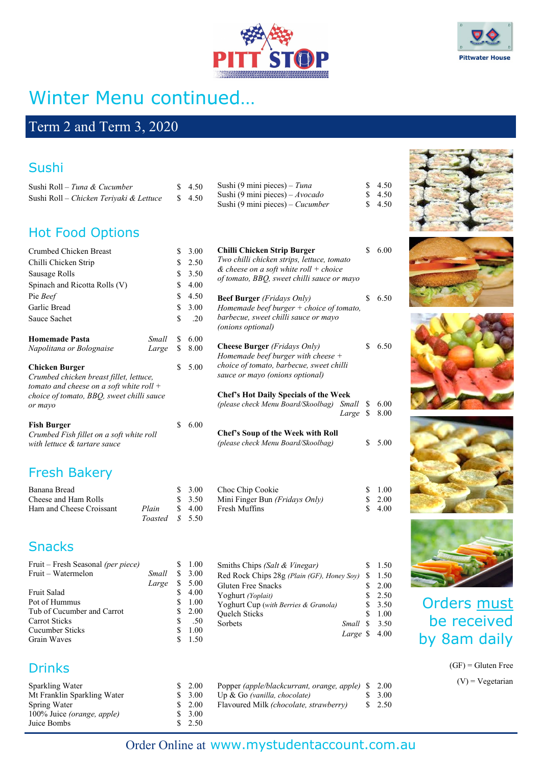PITT STOP

Pittwater House

# Winter Menu continued…

## Term 2 and Term 3, 2020

### Sushi

Sushi Roll – *Tuna & Cucumber* $ 4.50
Sushi Roll – *Chicken Teriyaki & Lettuce* $ 4.50

Sushi (9 mini pieces) – *Tuna* $ 4.50
Sushi (9 mini pieces) – *Avocado* $ 4.50
Sushi (9 mini pieces) – *Cucumber* $ 4.50

### Hot Food Options

Crumbed Chicken Breast $ 3.00
Chilli Chicken Strip $ 2.50
Sausage Rolls $ 3.50
Spinach and Ricotta Rolls (V) $ 4.00
Pie *Beef* $ 4.50
Garlic Bread $ 3.00
Sauce Sachet $ .20

**Homemade Pasta** *Small* $ 6.00
*Napolitana or Bolognaise* *Large* $ 8.00

**Chicken Burger** $ 5.00
*Crumbed chicken breast fillet, lettuce, tomato and cheese on a soft white roll + choice of tomato, BBQ, sweet chilli sauce or mayo*

**Fish Burger** $ 6.00
*Crumbed Fish fillet on a soft white roll with lettuce & tartare sauce*

**Chilli Chicken Strip Burger** $ 6.00
*Two chilli chicken strips, lettuce, tomato & cheese on a soft white roll + choice of tomato, BBQ, sweet chilli sauce or mayo*

**Beef Burger** *(Fridays Only)* $ 6.50
*Homemade beef burger + choice of tomato, barbecue, sweet chilli sauce or mayo (onions optional)*

**Cheese Burger** *(Fridays Only)* $ 6.50
*Homemade beef burger with cheese + choice of tomato, barbecue, sweet chilli sauce or mayo (onions optional)*

**Chef's Hot Daily Specials of the Week**
*(please check Menu Board/Skoolbag)* *Small* $ 6.00
*Large* $ 8.00

**Chef's Soup of the Week with Roll**
*(please check Menu Board/Skoolbag)* $ 5.00

### Fresh Bakery

Banana Bread $ 3.00
Cheese and Ham Rolls $ 3.50
Ham and Cheese Croissant *Plain* $ 4.00
*Toasted* $ 5.50

Choc Chip Cookie $ 1.00
Mini Finger Bun *(Fridays Only)* $ 2.00
Fresh Muffins $ 4.00

### Snacks

Fruit – Fresh Seasonal *(per piece)* $ 1.00
Fruit – Watermelon *Small* $ 3.00
*Large* $ 5.00
Fruit Salad $ 4.00
Pot of Hummus $ 1.00
Tub of Cucumber and Carrot $ 2.00
Carrot Sticks $ .50
Cucumber Sticks $ 1.00
Grain Waves $ 1.50

Smiths Chips *(Salt & Vinegar)* $ 1.50
Red Rock Chips 28g *(Plain (GF), Honey Soy)* $ 1.50
Gluten Free Snacks $ 2.00
Yoghurt *(Yoplait)* $ 2.50
Yoghurt Cup *(with Berries & Granola)* $ 3.50
Quelch Sticks $ 1.00
Sorbets *Small* $ 3.50
*Large* $ 4.00

### Drinks

Sparkling Water $ 2.00
Mt Franklin Sparkling Water $ 3.00
Spring Water $ 2.00
100% Juice *(orange, apple)* $ 3.00
Juice Bombs $ 2.50

Popper *(apple/blackcurrant, orange, apple)* $ 2.00
Up & Go *(vanilla, chocolate)* $ 3.00
Flavoured Milk *(chocolate, strawberry)* $ 2.50

Orders must be received by 8am daily

(GF) = Gluten Free

(V) = Vegetarian

Order Online at www.mystudentaccount.com.au